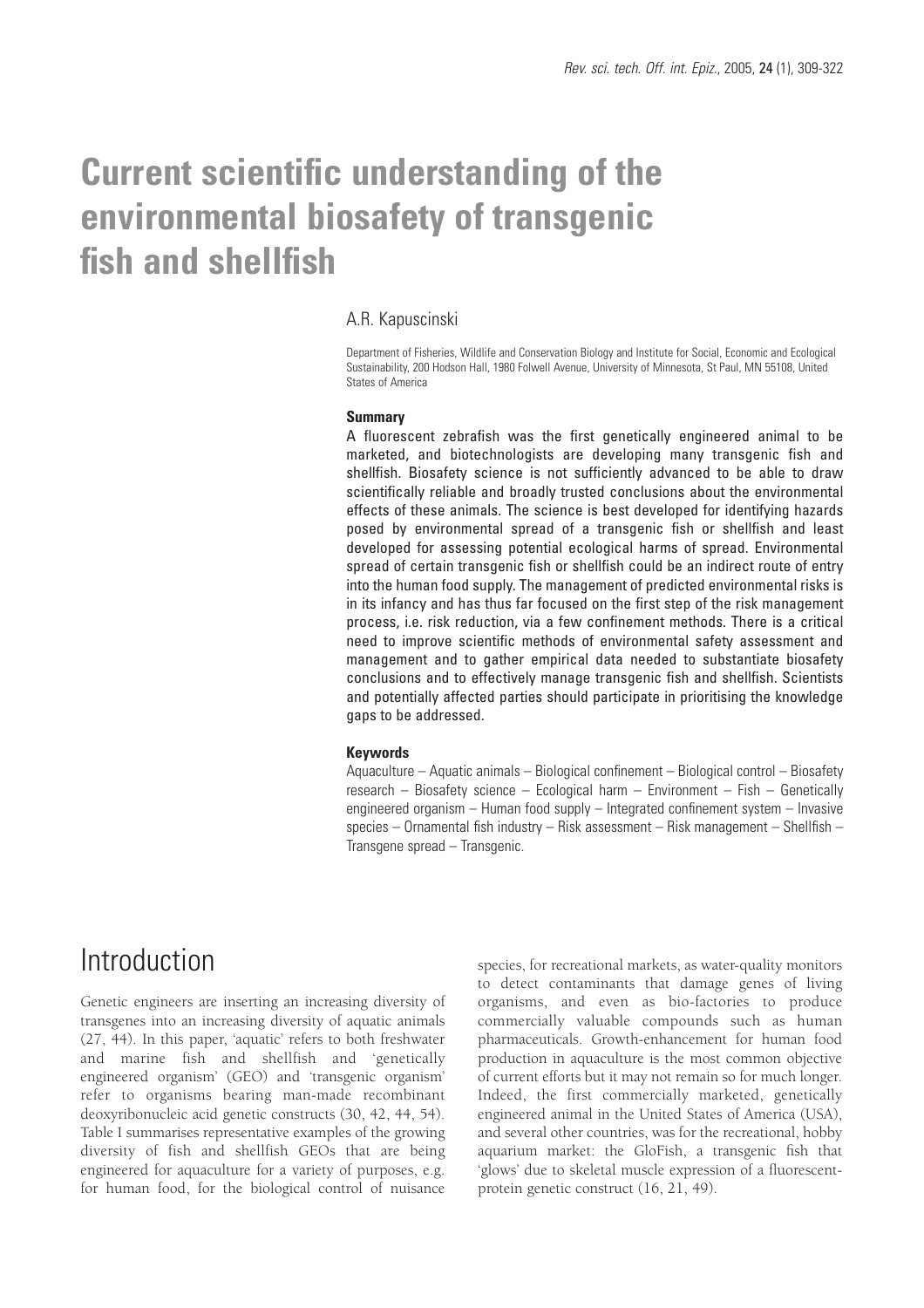# Current scientific understanding of the environmental biosafety of transgenic fish and shellfish

A.R. Kapuscinski

Department of Fisheries, Wildlife and Conservation Biology and Institute for Social, Economic and Ecological Sustainability, 200 Hodson Hall, 1980 Folwell Avenue, University of Minnesota, St Paul, MN 55108, United States of America

### Summary

A fluorescent zebrafish was the first genetically engineered animal to be marketed, and biotechnologists are developing many transgenic fish and shellfish. Biosafety science is not sufficiently advanced to be able to draw scientifically reliable and broadly trusted conclusions about the environmental effects of these animals. The science is best developed for identifying hazards posed by environmental spread of a transgenic fish or shellfish and least developed for assessing potential ecological harms of spread. Environmental spread of certain transgenic fish or shellfish could be an indirect route of entry into the human food supply. The management of predicted environmental risks is in its infancy and has thus far focused on the first step of the risk management process, i.e. risk reduction, via a few confinement methods. There is a critical need to improve scientific methods of environmental safety assessment and management and to gather empirical data needed to substantiate biosafety conclusions and to effectively manage transgenic fish and shellfish. Scientists and potentially affected parties should participate in prioritising the knowledge gaps to be addressed.

### Keywords

Aquaculture – Aquatic animals – Biological confinement – Biological control – Biosafety research – Biosafety science – Ecological harm – Environment – Fish – Genetically engineered organism – Human food supply – Integrated confinement system – Invasive species – Ornamental fish industry – Risk assessment – Risk management – Shellfish – Transgene spread – Transgenic.

## Introduction

Genetic engineers are inserting an increasing diversity of transgenes into an increasing diversity of aquatic animals (27, 44). In this paper, 'aquatic' refers to both freshwater and marine fish and shellfish and 'genetically engineered organism' (GEO) and 'transgenic organism' refer to organisms bearing man-made recombinant deoxyribonucleic acid genetic constructs (30, 42, 44, 54). Table I summarises representative examples of the growing diversity of fish and shellfish GEOs that are being engineered for aquaculture for a variety of purposes, e.g. for human food, for the biological control of nuisance species, for recreational markets, as water-quality monitors to detect contaminants that damage genes of living organisms, and even as bio-factories to produce commercially valuable compounds such as human pharmaceuticals. Growth-enhancement for human food production in aquaculture is the most common objective of current efforts but it may not remain so for much longer. Indeed, the first commercially marketed, genetically engineered animal in the United States of America (USA), and several other countries, was for the recreational, hobby aquarium market: the GloFish, a transgenic fish that 'glows' due to skeletal muscle expression of a fluorescent-protein genetic construct (16, 21, 49).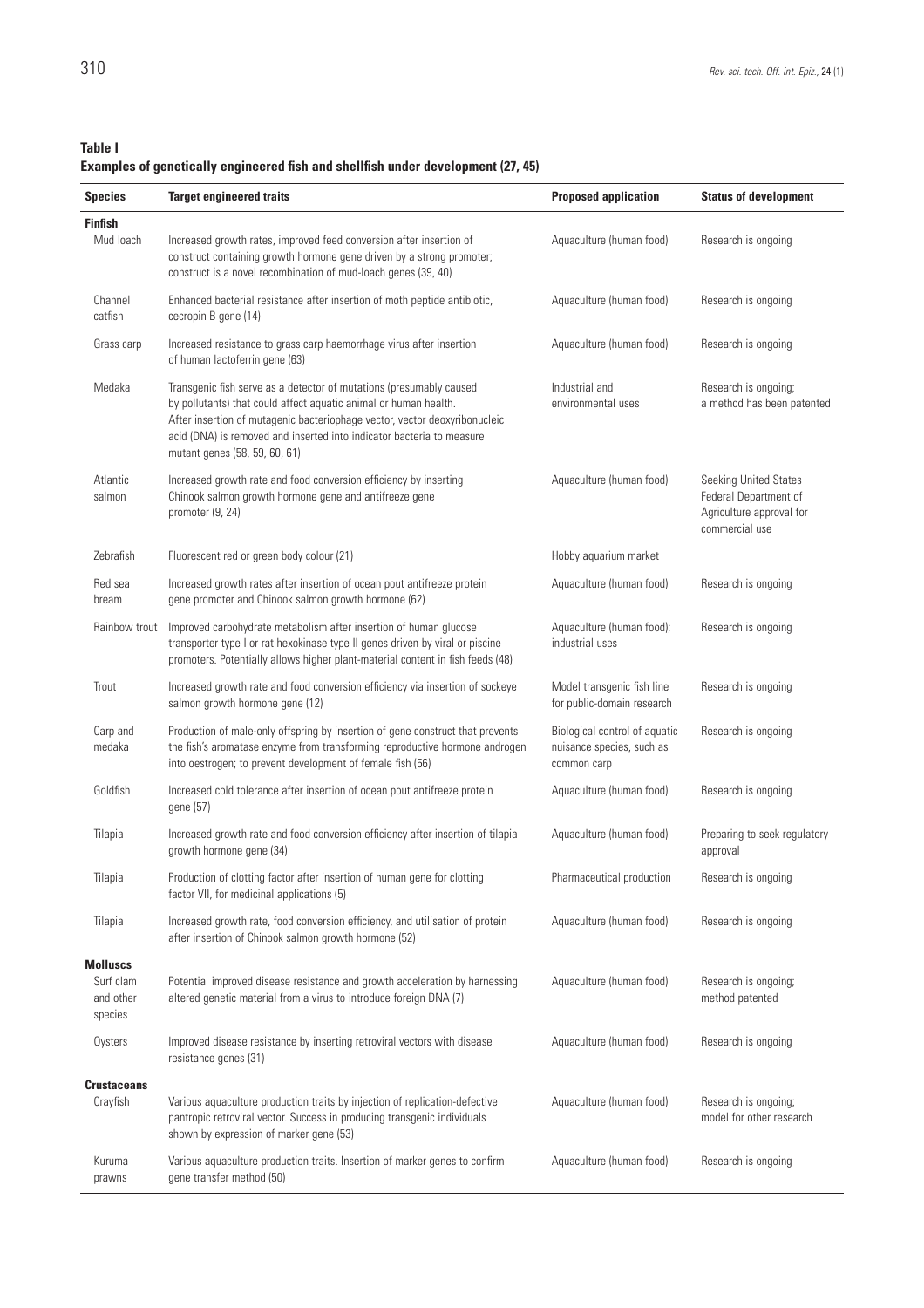**Table I**
**Examples of genetically engineered fish and shellfish under development (27, 45)**

| Species | Target engineered traits | Proposed application | Status of development |
|---|---|---|---|
| **Finfish** | | | |
| Mud loach | Increased growth rates, improved feed conversion after insertion of construct containing growth hormone gene driven by a strong promoter; construct is a novel recombination of mud-loach genes (39, 40) | Aquaculture (human food) | Research is ongoing |
| Channel catfish | Enhanced bacterial resistance after insertion of moth peptide antibiotic, cecropin B gene (14) | Aquaculture (human food) | Research is ongoing |
| Grass carp | Increased resistance to grass carp haemorrhage virus after insertion of human lactoferrin gene (63) | Aquaculture (human food) | Research is ongoing |
| Medaka | Transgenic fish serve as a detector of mutations (presumably caused by pollutants) that could affect aquatic animal or human health. After insertion of mutagenic bacteriophage vector, vector deoxyribonucleic acid (DNA) is removed and inserted into indicator bacteria to measure mutant genes (58, 59, 60, 61) | Industrial and environmental uses | Research is ongoing; a method has been patented |
| Atlantic salmon | Increased growth rate and food conversion efficiency by inserting Chinook salmon growth hormone gene and antifreeze gene promoter (9, 24) | Aquaculture (human food) | Seeking United States Federal Department of Agriculture approval for commercial use |
| Zebrafish | Fluorescent red or green body colour (21) | Hobby aquarium market | |
| Red sea bream | Increased growth rates after insertion of ocean pout antifreeze protein gene promoter and Chinook salmon growth hormone (62) | Aquaculture (human food) | Research is ongoing |
| Rainbow trout | Improved carbohydrate metabolism after insertion of human glucose transporter type I or rat hexokinase type II genes driven by viral or piscine promoters. Potentially allows higher plant-material content in fish feeds (48) | Aquaculture (human food); industrial uses | Research is ongoing |
| Trout | Increased growth rate and food conversion efficiency via insertion of sockeye salmon growth hormone gene (12) | Model transgenic fish line for public-domain research | Research is ongoing |
| Carp and medaka | Production of male-only offspring by insertion of gene construct that prevents the fish's aromatase enzyme from transforming reproductive hormone androgen into oestrogen; to prevent development of female fish (56) | Biological control of aquatic nuisance species, such as common carp | Research is ongoing |
| Goldfish | Increased cold tolerance after insertion of ocean pout antifreeze protein gene (57) | Aquaculture (human food) | Research is ongoing |
| Tilapia | Increased growth rate and food conversion efficiency after insertion of tilapia growth hormone gene (34) | Aquaculture (human food) | Preparing to seek regulatory approval |
| Tilapia | Production of clotting factor after insertion of human gene for clotting factor VII, for medicinal applications (5) | Pharmaceutical production | Research is ongoing |
| Tilapia | Increased growth rate, food conversion efficiency, and utilisation of protein after insertion of Chinook salmon growth hormone (52) | Aquaculture (human food) | Research is ongoing |
| **Molluscs** | | | |
| Surf clam and other species | Potential improved disease resistance and growth acceleration by harnessing altered genetic material from a virus to introduce foreign DNA (7) | Aquaculture (human food) | Research is ongoing; method patented |
| Oysters | Improved disease resistance by inserting retroviral vectors with disease resistance genes (31) | Aquaculture (human food) | Research is ongoing |
| **Crustaceans** | | | |
| Crayfish | Various aquaculture production traits by injection of replication-defective pantropic retroviral vector. Success in producing transgenic individuals shown by expression of marker gene (53) | Aquaculture (human food) | Research is ongoing; model for other research |
| Kuruma prawns | Various aquaculture production traits. Insertion of marker genes to confirm gene transfer method (50) | Aquaculture (human food) | Research is ongoing |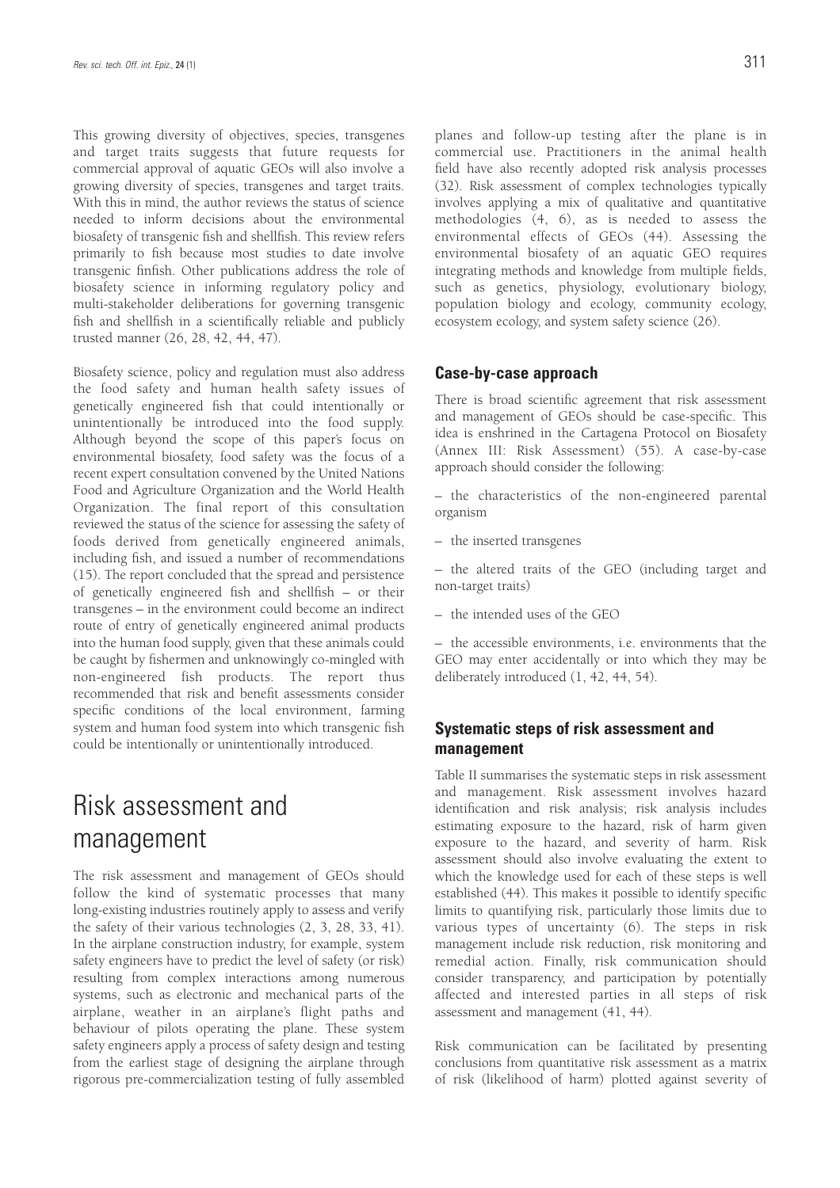This growing diversity of objectives, species, transgenes and target traits suggests that future requests for commercial approval of aquatic GEOs will also involve a growing diversity of species, transgenes and target traits. With this in mind, the author reviews the status of science needed to inform decisions about the environmental biosafety of transgenic fish and shellfish. This review refers primarily to fish because most studies to date involve transgenic finfish. Other publications address the role of biosafety science in informing regulatory policy and multi-stakeholder deliberations for governing transgenic fish and shellfish in a scientifically reliable and publicly trusted manner (26, 28, 42, 44, 47).

Biosafety science, policy and regulation must also address the food safety and human health safety issues of genetically engineered fish that could intentionally or unintentionally be introduced into the food supply. Although beyond the scope of this paper's focus on environmental biosafety, food safety was the focus of a recent expert consultation convened by the United Nations Food and Agriculture Organization and the World Health Organization. The final report of this consultation reviewed the status of the science for assessing the safety of foods derived from genetically engineered animals, including fish, and issued a number of recommendations (15). The report concluded that the spread and persistence of genetically engineered fish and shellfish – or their transgenes – in the environment could become an indirect route of entry of genetically engineered animal products into the human food supply, given that these animals could be caught by fishermen and unknowingly co-mingled with non-engineered fish products. The report thus recommended that risk and benefit assessments consider specific conditions of the local environment, farming system and human food system into which transgenic fish could be intentionally or unintentionally introduced.

# Risk assessment and management

The risk assessment and management of GEOs should follow the kind of systematic processes that many long-existing industries routinely apply to assess and verify the safety of their various technologies (2, 3, 28, 33, 41). In the airplane construction industry, for example, system safety engineers have to predict the level of safety (or risk) resulting from complex interactions among numerous systems, such as electronic and mechanical parts of the airplane, weather in an airplane's flight paths and behaviour of pilots operating the plane. These system safety engineers apply a process of safety design and testing from the earliest stage of designing the airplane through rigorous pre-commercialization testing of fully assembled planes and follow-up testing after the plane is in commercial use. Practitioners in the animal health field have also recently adopted risk analysis processes (32). Risk assessment of complex technologies typically involves applying a mix of qualitative and quantitative methodologies (4, 6), as is needed to assess the environmental effects of GEOs (44). Assessing the environmental biosafety of an aquatic GEO requires integrating methods and knowledge from multiple fields, such as genetics, physiology, evolutionary biology, population biology and ecology, community ecology, ecosystem ecology, and system safety science (26).

## Case-by-case approach

There is broad scientific agreement that risk assessment and management of GEOs should be case-specific. This idea is enshrined in the Cartagena Protocol on Biosafety (Annex III: Risk Assessment) (55). A case-by-case approach should consider the following:

– the characteristics of the non-engineered parental organism

– the inserted transgenes

– the altered traits of the GEO (including target and non-target traits)

– the intended uses of the GEO

– the accessible environments, i.e. environments that the GEO may enter accidentally or into which they may be deliberately introduced (1, 42, 44, 54).

## Systematic steps of risk assessment and management

Table II summarises the systematic steps in risk assessment and management. Risk assessment involves hazard identification and risk analysis; risk analysis includes estimating exposure to the hazard, risk of harm given exposure to the hazard, and severity of harm. Risk assessment should also involve evaluating the extent to which the knowledge used for each of these steps is well established (44). This makes it possible to identify specific limits to quantifying risk, particularly those limits due to various types of uncertainty (6). The steps in risk management include risk reduction, risk monitoring and remedial action. Finally, risk communication should consider transparency, and participation by potentially affected and interested parties in all steps of risk assessment and management (41, 44).

Risk communication can be facilitated by presenting conclusions from quantitative risk assessment as a matrix of risk (likelihood of harm) plotted against severity of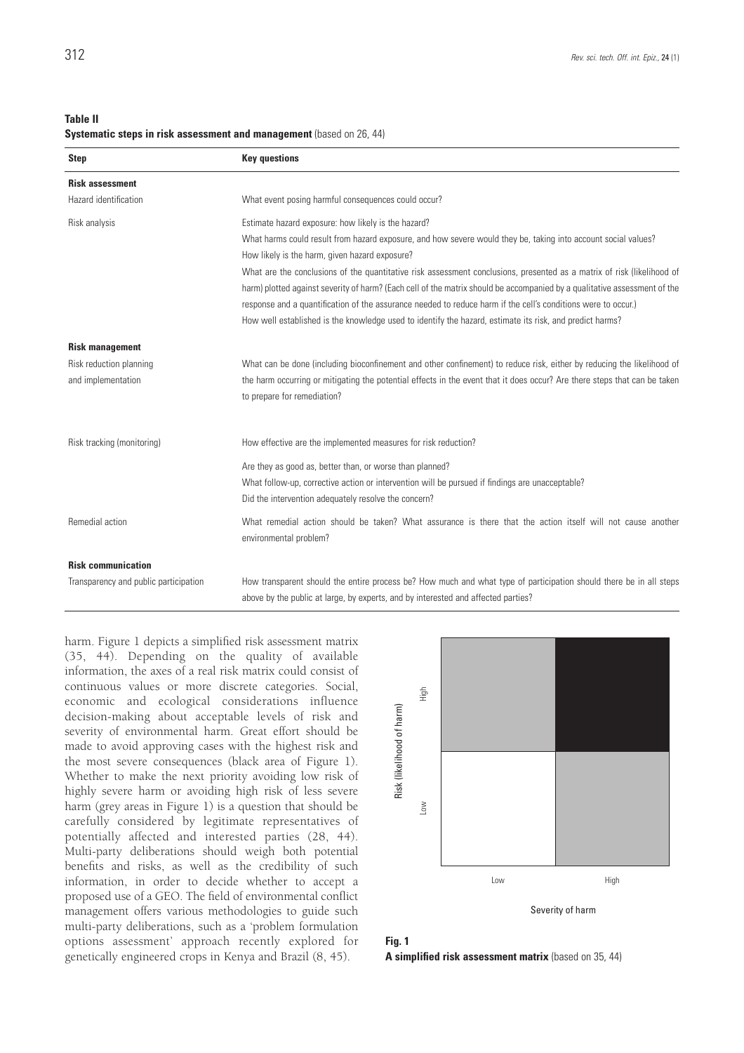**Table II**
**Systematic steps in risk assessment and management** (based on 26, 44)

| Step | Key questions |
|---|---|
| **Risk assessment** | |
| Hazard identification | What event posing harmful consequences could occur? |
| Risk analysis | Estimate hazard exposure: how likely is the hazard?<br>What harms could result from hazard exposure, and how severe would they be, taking into account social values?<br>How likely is the harm, given hazard exposure?<br>What are the conclusions of the quantitative risk assessment conclusions, presented as a matrix of risk (likelihood of harm) plotted against severity of harm? (Each cell of the matrix should be accompanied by a qualitative assessment of the response and a quantification of the assurance needed to reduce harm if the cell's conditions were to occur.)<br>How well established is the knowledge used to identify the hazard, estimate its risk, and predict harms? |
| **Risk management** | |
| Risk reduction planning and implementation | What can be done (including bioconfinement and other confinement) to reduce risk, either by reducing the likelihood of the harm occurring or mitigating the potential effects in the event that it does occur? Are there steps that can be taken to prepare for remediation? |
| Risk tracking (monitoring) | How effective are the implemented measures for risk reduction?<br>Are they as good as, better than, or worse than planned?<br>What follow-up, corrective action or intervention will be pursued if findings are unacceptable?<br>Did the intervention adequately resolve the concern? |
| Remedial action | What remedial action should be taken? What assurance is there that the action itself will not cause another environmental problem? |
| **Risk communication** | |
| Transparency and public participation | How transparent should the entire process be? How much and what type of participation should there be in all steps above by the public at large, by experts, and by interested and affected parties? |

harm. Figure 1 depicts a simplified risk assessment matrix (35, 44). Depending on the quality of available information, the axes of a real risk matrix could consist of continuous values or more discrete categories. Social, economic and ecological considerations influence decision-making about acceptable levels of risk and severity of environmental harm. Great effort should be made to avoid approving cases with the highest risk and the most severe consequences (black area of Figure 1). Whether to make the next priority avoiding low risk of highly severe harm or avoiding high risk of less severe harm (grey areas in Figure 1) is a question that should be carefully considered by legitimate representatives of potentially affected and interested parties (28, 44). Multi-party deliberations should weigh both potential benefits and risks, as well as the credibility of such information, in order to decide whether to accept a proposed use of a GEO. The field of environmental conflict management offers various methodologies to guide such multi-party deliberations, such as a 'problem formulation options assessment' approach recently explored for genetically engineered crops in Kenya and Brazil (8, 45).

**Fig. 1**
**A simplified risk assessment matrix** (based on 35, 44)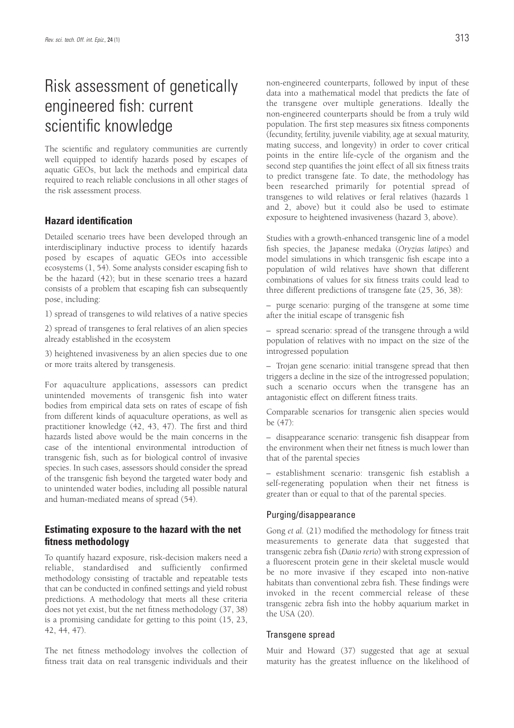# Risk assessment of genetically engineered fish: current scientific knowledge

The scientific and regulatory communities are currently well equipped to identify hazards posed by escapes of aquatic GEOs, but lack the methods and empirical data required to reach reliable conclusions in all other stages of the risk assessment process.

## Hazard identification

Detailed scenario trees have been developed through an interdisciplinary inductive process to identify hazards posed by escapes of aquatic GEOs into accessible ecosystems (1, 54). Some analysts consider escaping fish to be the hazard (42); but in these scenario trees a hazard consists of a problem that escaping fish can subsequently pose, including:

1) spread of transgenes to wild relatives of a native species

2) spread of transgenes to feral relatives of an alien species already established in the ecosystem

3) heightened invasiveness by an alien species due to one or more traits altered by transgenesis.

For aquaculture applications, assessors can predict unintended movements of transgenic fish into water bodies from empirical data sets on rates of escape of fish from different kinds of aquaculture operations, as well as practitioner knowledge (42, 43, 47). The first and third hazards listed above would be the main concerns in the case of the intentional environmental introduction of transgenic fish, such as for biological control of invasive species. In such cases, assessors should consider the spread of the transgenic fish beyond the targeted water body and to unintended water bodies, including all possible natural and human-mediated means of spread (54).

## Estimating exposure to the hazard with the net fitness methodology

To quantify hazard exposure, risk-decision makers need a reliable, standardised and sufficiently confirmed methodology consisting of tractable and repeatable tests that can be conducted in confined settings and yield robust predictions. A methodology that meets all these criteria does not yet exist, but the net fitness methodology (37, 38) is a promising candidate for getting to this point (15, 23, 42, 44, 47).

The net fitness methodology involves the collection of fitness trait data on real transgenic individuals and their non-engineered counterparts, followed by input of these data into a mathematical model that predicts the fate of the transgene over multiple generations. Ideally the non-engineered counterparts should be from a truly wild population. The first step measures six fitness components (fecundity, fertility, juvenile viability, age at sexual maturity, mating success, and longevity) in order to cover critical points in the entire life-cycle of the organism and the second step quantifies the joint effect of all six fitness traits to predict transgene fate. To date, the methodology has been researched primarily for potential spread of transgenes to wild relatives or feral relatives (hazards 1 and 2, above) but it could also be used to estimate exposure to heightened invasiveness (hazard 3, above).

Studies with a growth-enhanced transgenic line of a model fish species, the Japanese medaka (*Oryzias latipes*) and model simulations in which transgenic fish escape into a population of wild relatives have shown that different combinations of values for six fitness traits could lead to three different predictions of transgene fate (25, 36, 38):

– purge scenario: purging of the transgene at some time after the initial escape of transgenic fish

– spread scenario: spread of the transgene through a wild population of relatives with no impact on the size of the introgressed population

– Trojan gene scenario: initial transgene spread that then triggers a decline in the size of the introgressed population; such a scenario occurs when the transgene has an antagonistic effect on different fitness traits.

Comparable scenarios for transgenic alien species would be (47):

– disappearance scenario: transgenic fish disappear from the environment when their net fitness is much lower than that of the parental species

– establishment scenario: transgenic fish establish a self-regenerating population when their net fitness is greater than or equal to that of the parental species.

### Purging/disappearance

Gong *et al.* (21) modified the methodology for fitness trait measurements to generate data that suggested that transgenic zebra fish (*Danio rerio*) with strong expression of a fluorescent protein gene in their skeletal muscle would be no more invasive if they escaped into non-native habitats than conventional zebra fish. These findings were invoked in the recent commercial release of these transgenic zebra fish into the hobby aquarium market in the USA (20).

### Transgene spread

Muir and Howard (37) suggested that age at sexual maturity has the greatest influence on the likelihood of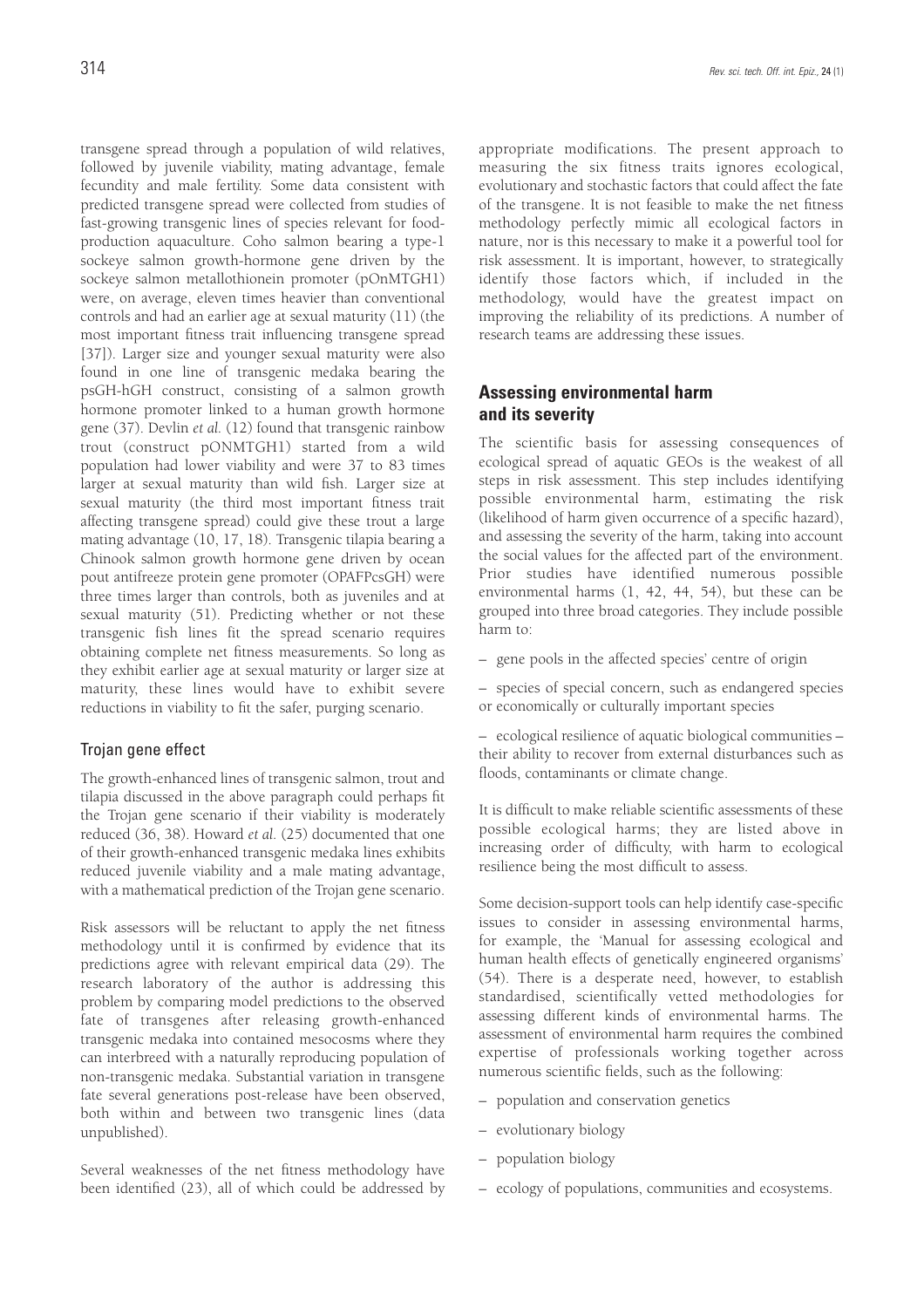transgene spread through a population of wild relatives, followed by juvenile viability, mating advantage, female fecundity and male fertility. Some data consistent with predicted transgene spread were collected from studies of fast-growing transgenic lines of species relevant for food-production aquaculture. Coho salmon bearing a type-1 sockeye salmon growth-hormone gene driven by the sockeye salmon metallothionein promoter (pOnMTGH1) were, on average, eleven times heavier than conventional controls and had an earlier age at sexual maturity (11) (the most important fitness trait influencing transgene spread [37]). Larger size and younger sexual maturity were also found in one line of transgenic medaka bearing the psGH-hGH construct, consisting of a salmon growth hormone promoter linked to a human growth hormone gene (37). Devlin *et al.* (12) found that transgenic rainbow trout (construct pONMTGH1) started from a wild population had lower viability and were 37 to 83 times larger at sexual maturity than wild fish. Larger size at sexual maturity (the third most important fitness trait affecting transgene spread) could give these trout a large mating advantage (10, 17, 18). Transgenic tilapia bearing a Chinook salmon growth hormone gene driven by ocean pout antifreeze protein gene promoter (OPAFPcsGH) were three times larger than controls, both as juveniles and at sexual maturity (51). Predicting whether or not these transgenic fish lines fit the spread scenario requires obtaining complete net fitness measurements. So long as they exhibit earlier age at sexual maturity or larger size at maturity, these lines would have to exhibit severe reductions in viability to fit the safer, purging scenario.

### Trojan gene effect

The growth-enhanced lines of transgenic salmon, trout and tilapia discussed in the above paragraph could perhaps fit the Trojan gene scenario if their viability is moderately reduced (36, 38). Howard *et al.* (25) documented that one of their growth-enhanced transgenic medaka lines exhibits reduced juvenile viability and a male mating advantage, with a mathematical prediction of the Trojan gene scenario.

Risk assessors will be reluctant to apply the net fitness methodology until it is confirmed by evidence that its predictions agree with relevant empirical data (29). The research laboratory of the author is addressing this problem by comparing model predictions to the observed fate of transgenes after releasing growth-enhanced transgenic medaka into contained mesocosms where they can interbreed with a naturally reproducing population of non-transgenic medaka. Substantial variation in transgene fate several generations post-release have been observed, both within and between two transgenic lines (data unpublished).

Several weaknesses of the net fitness methodology have been identified (23), all of which could be addressed by appropriate modifications. The present approach to measuring the six fitness traits ignores ecological, evolutionary and stochastic factors that could affect the fate of the transgene. It is not feasible to make the net fitness methodology perfectly mimic all ecological factors in nature, nor is this necessary to make it a powerful tool for risk assessment. It is important, however, to strategically identify those factors which, if included in the methodology, would have the greatest impact on improving the reliability of its predictions. A number of research teams are addressing these issues.

## Assessing environmental harm and its severity

The scientific basis for assessing consequences of ecological spread of aquatic GEOs is the weakest of all steps in risk assessment. This step includes identifying possible environmental harm, estimating the risk (likelihood of harm given occurrence of a specific hazard), and assessing the severity of the harm, taking into account the social values for the affected part of the environment. Prior studies have identified numerous possible environmental harms (1, 42, 44, 54), but these can be grouped into three broad categories. They include possible harm to:

– gene pools in the affected species' centre of origin

– species of special concern, such as endangered species or economically or culturally important species

– ecological resilience of aquatic biological communities – their ability to recover from external disturbances such as floods, contaminants or climate change.

It is difficult to make reliable scientific assessments of these possible ecological harms; they are listed above in increasing order of difficulty, with harm to ecological resilience being the most difficult to assess.

Some decision-support tools can help identify case-specific issues to consider in assessing environmental harms, for example, the 'Manual for assessing ecological and human health effects of genetically engineered organisms' (54). There is a desperate need, however, to establish standardised, scientifically vetted methodologies for assessing different kinds of environmental harms. The assessment of environmental harm requires the combined expertise of professionals working together across numerous scientific fields, such as the following:

– population and conservation genetics

– evolutionary biology

– population biology

– ecology of populations, communities and ecosystems.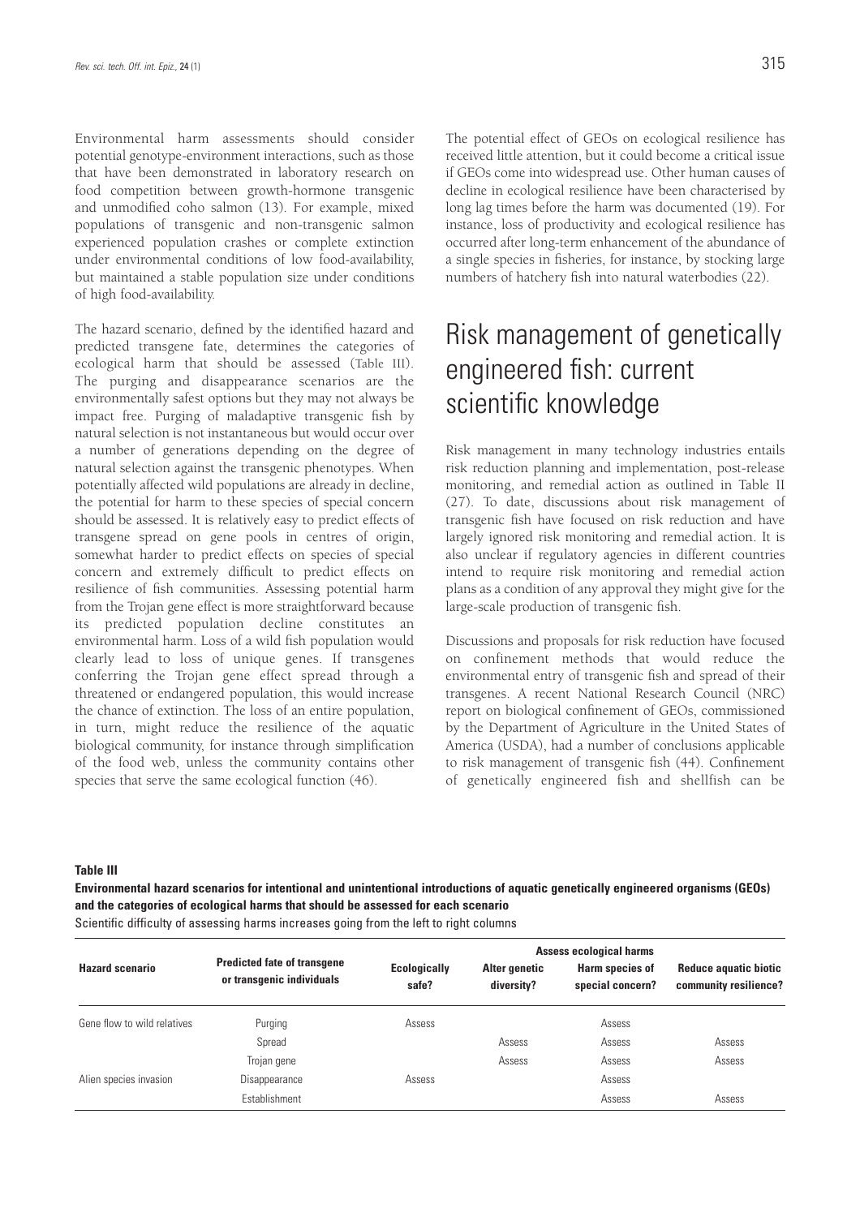Environmental harm assessments should consider potential genotype-environment interactions, such as those that have been demonstrated in laboratory research on food competition between growth-hormone transgenic and unmodified coho salmon (13). For example, mixed populations of transgenic and non-transgenic salmon experienced population crashes or complete extinction under environmental conditions of low food-availability, but maintained a stable population size under conditions of high food-availability.

The hazard scenario, defined by the identified hazard and predicted transgene fate, determines the categories of ecological harm that should be assessed (Table III). The purging and disappearance scenarios are the environmentally safest options but they may not always be impact free. Purging of maladaptive transgenic fish by natural selection is not instantaneous but would occur over a number of generations depending on the degree of natural selection against the transgenic phenotypes. When potentially affected wild populations are already in decline, the potential for harm to these species of special concern should be assessed. It is relatively easy to predict effects of transgene spread on gene pools in centres of origin, somewhat harder to predict effects on species of special concern and extremely difficult to predict effects on resilience of fish communities. Assessing potential harm from the Trojan gene effect is more straightforward because its predicted population decline constitutes an environmental harm. Loss of a wild fish population would clearly lead to loss of unique genes. If transgenes conferring the Trojan gene effect spread through a threatened or endangered population, this would increase the chance of extinction. The loss of an entire population, in turn, might reduce the resilience of the aquatic biological community, for instance through simplification of the food web, unless the community contains other species that serve the same ecological function (46).

The potential effect of GEOs on ecological resilience has received little attention, but it could become a critical issue if GEOs come into widespread use. Other human causes of decline in ecological resilience have been characterised by long lag times before the harm was documented (19). For instance, loss of productivity and ecological resilience has occurred after long-term enhancement of the abundance of a single species in fisheries, for instance, by stocking large numbers of hatchery fish into natural waterbodies (22).

# Risk management of genetically engineered fish: current scientific knowledge

Risk management in many technology industries entails risk reduction planning and implementation, post-release monitoring, and remedial action as outlined in Table II (27). To date, discussions about risk management of transgenic fish have focused on risk reduction and have largely ignored risk monitoring and remedial action. It is also unclear if regulatory agencies in different countries intend to require risk monitoring and remedial action plans as a condition of any approval they might give for the large-scale production of transgenic fish.

Discussions and proposals for risk reduction have focused on confinement methods that would reduce the environmental entry of transgenic fish and spread of their transgenes. A recent National Research Council (NRC) report on biological confinement of GEOs, commissioned by the Department of Agriculture in the United States of America (USDA), had a number of conclusions applicable to risk management of transgenic fish (44). Confinement of genetically engineered fish and shellfish can be

**Table III**

**Environmental hazard scenarios for intentional and unintentional introductions of aquatic genetically engineered organisms (GEOs) and the categories of ecological harms that should be assessed for each scenario**

Scientific difficulty of assessing harms increases going from the left to right columns

| Hazard scenario | Predicted fate of transgene or transgenic individuals | Assess ecological harms | | | |
|---|---|---|---|---|---|
| | | **Ecologically safe?** | **Alter genetic diversity?** | **Harm species of special concern?** | **Reduce aquatic biotic community resilience?** |
| Gene flow to wild relatives | Purging | Assess | | Assess | |
| | Spread | | Assess | Assess | Assess |
| | Trojan gene | | Assess | Assess | Assess |
| Alien species invasion | Disappearance | Assess | | Assess | |
| | Establishment | | | Assess | Assess |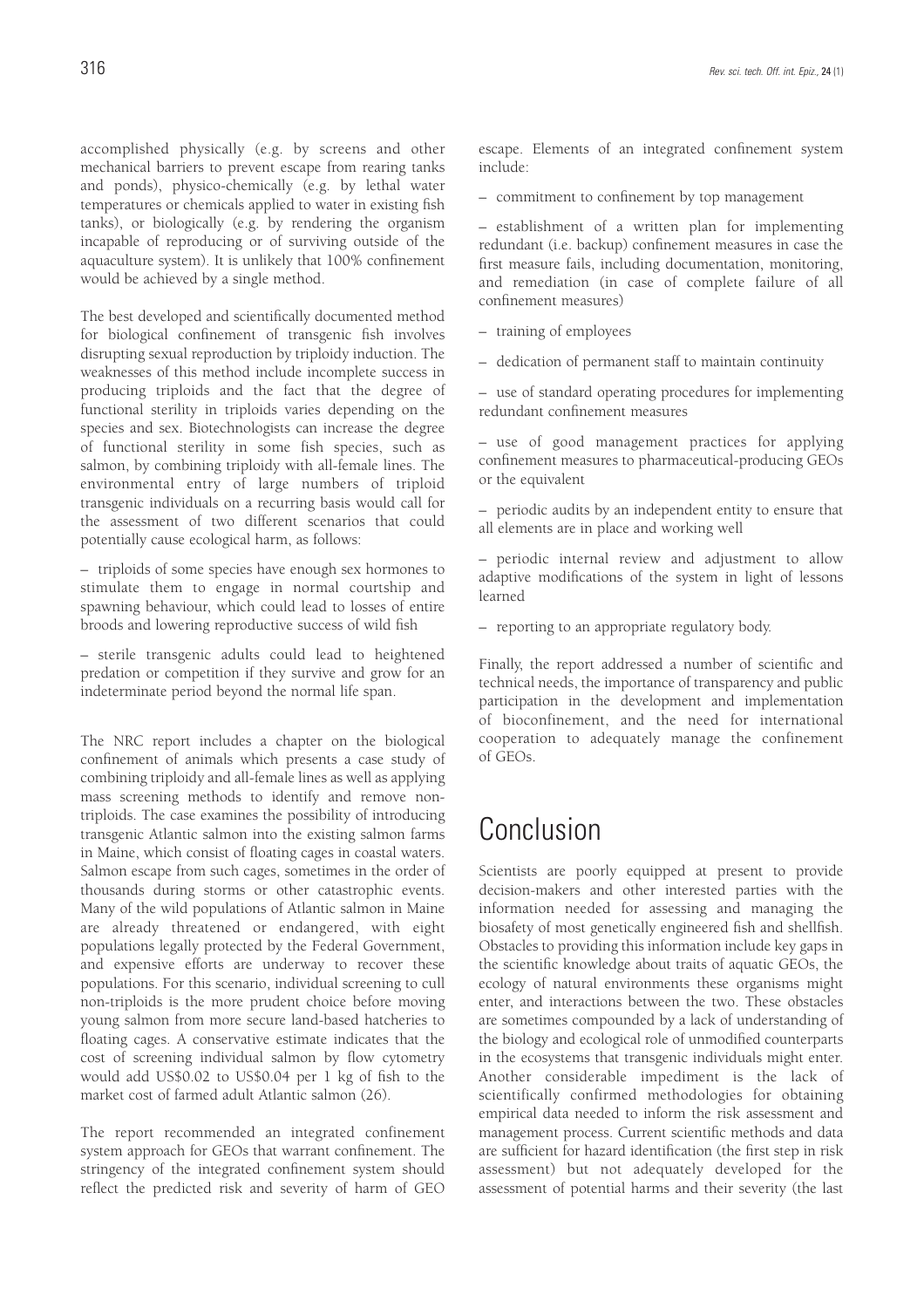accomplished physically (e.g. by screens and other mechanical barriers to prevent escape from rearing tanks and ponds), physico-chemically (e.g. by lethal water temperatures or chemicals applied to water in existing fish tanks), or biologically (e.g. by rendering the organism incapable of reproducing or of surviving outside of the aquaculture system). It is unlikely that 100% confinement would be achieved by a single method.

The best developed and scientifically documented method for biological confinement of transgenic fish involves disrupting sexual reproduction by triploidy induction. The weaknesses of this method include incomplete success in producing triploids and the fact that the degree of functional sterility in triploids varies depending on the species and sex. Biotechnologists can increase the degree of functional sterility in some fish species, such as salmon, by combining triploidy with all-female lines. The environmental entry of large numbers of triploid transgenic individuals on a recurring basis would call for the assessment of two different scenarios that could potentially cause ecological harm, as follows:

– triploids of some species have enough sex hormones to stimulate them to engage in normal courtship and spawning behaviour, which could lead to losses of entire broods and lowering reproductive success of wild fish

– sterile transgenic adults could lead to heightened predation or competition if they survive and grow for an indeterminate period beyond the normal life span.

The NRC report includes a chapter on the biological confinement of animals which presents a case study of combining triploidy and all-female lines as well as applying mass screening methods to identify and remove non-triploids. The case examines the possibility of introducing transgenic Atlantic salmon into the existing salmon farms in Maine, which consist of floating cages in coastal waters. Salmon escape from such cages, sometimes in the order of thousands during storms or other catastrophic events. Many of the wild populations of Atlantic salmon in Maine are already threatened or endangered, with eight populations legally protected by the Federal Government, and expensive efforts are underway to recover these populations. For this scenario, individual screening to cull non-triploids is the more prudent choice before moving young salmon from more secure land-based hatcheries to floating cages. A conservative estimate indicates that the cost of screening individual salmon by flow cytometry would add US$0.02 to US$0.04 per 1 kg of fish to the market cost of farmed adult Atlantic salmon (26).

The report recommended an integrated confinement system approach for GEOs that warrant confinement. The stringency of the integrated confinement system should reflect the predicted risk and severity of harm of GEO escape. Elements of an integrated confinement system include:

– commitment to confinement by top management

– establishment of a written plan for implementing redundant (i.e. backup) confinement measures in case the first measure fails, including documentation, monitoring, and remediation (in case of complete failure of all confinement measures)

– training of employees

– dedication of permanent staff to maintain continuity

– use of standard operating procedures for implementing redundant confinement measures

– use of good management practices for applying confinement measures to pharmaceutical-producing GEOs or the equivalent

– periodic audits by an independent entity to ensure that all elements are in place and working well

– periodic internal review and adjustment to allow adaptive modifications of the system in light of lessons learned

– reporting to an appropriate regulatory body.

Finally, the report addressed a number of scientific and technical needs, the importance of transparency and public participation in the development and implementation of bioconfinement, and the need for international cooperation to adequately manage the confinement of GEOs.

# Conclusion

Scientists are poorly equipped at present to provide decision-makers and other interested parties with the information needed for assessing and managing the biosafety of most genetically engineered fish and shellfish. Obstacles to providing this information include key gaps in the scientific knowledge about traits of aquatic GEOs, the ecology of natural environments these organisms might enter, and interactions between the two. These obstacles are sometimes compounded by a lack of understanding of the biology and ecological role of unmodified counterparts in the ecosystems that transgenic individuals might enter. Another considerable impediment is the lack of scientifically confirmed methodologies for obtaining empirical data needed to inform the risk assessment and management process. Current scientific methods and data are sufficient for hazard identification (the first step in risk assessment) but not adequately developed for the assessment of potential harms and their severity (the last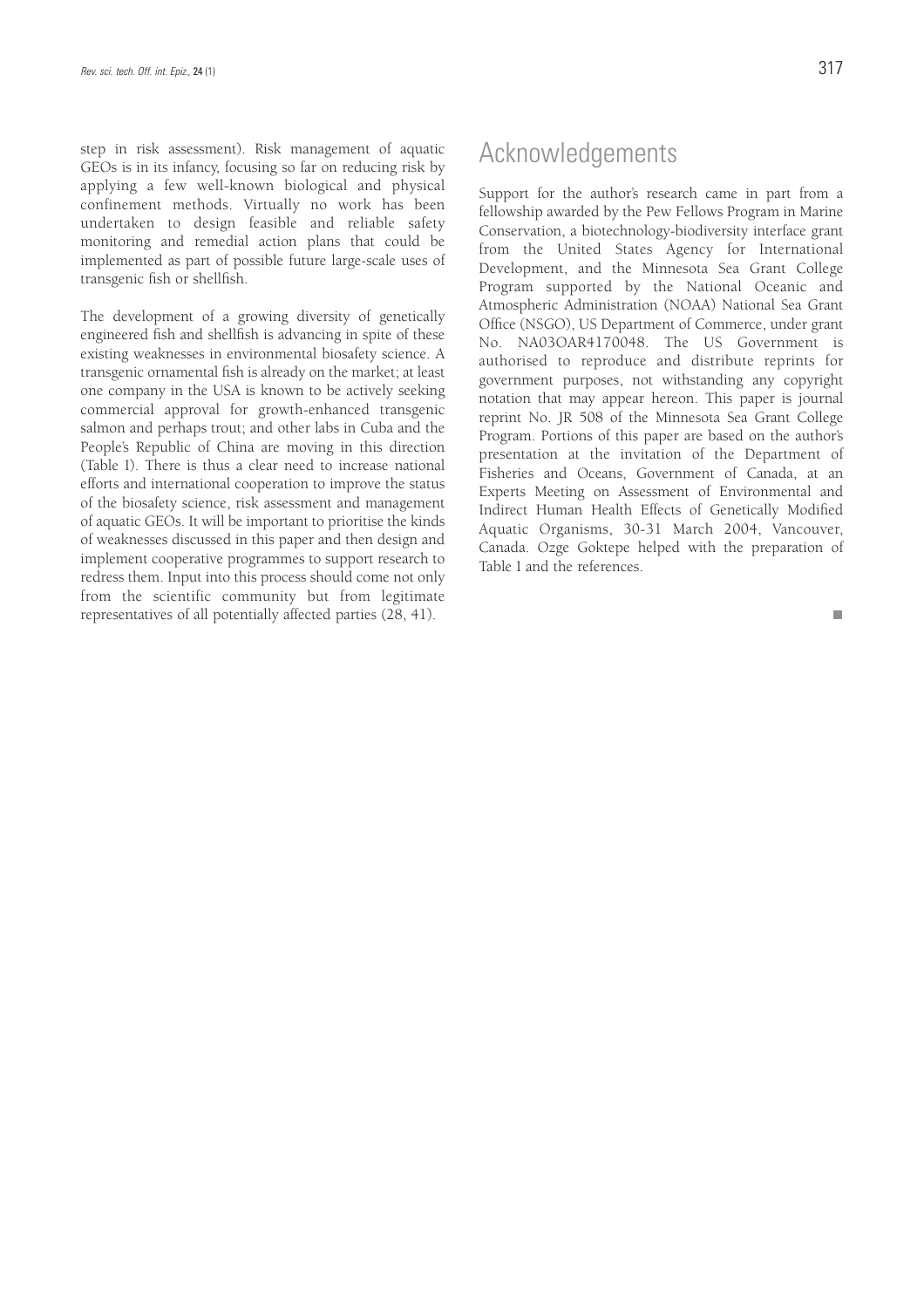step in risk assessment). Risk management of aquatic GEOs is in its infancy, focusing so far on reducing risk by applying a few well-known biological and physical confinement methods. Virtually no work has been undertaken to design feasible and reliable safety monitoring and remedial action plans that could be implemented as part of possible future large-scale uses of transgenic fish or shellfish.

The development of a growing diversity of genetically engineered fish and shellfish is advancing in spite of these existing weaknesses in environmental biosafety science. A transgenic ornamental fish is already on the market; at least one company in the USA is known to be actively seeking commercial approval for growth-enhanced transgenic salmon and perhaps trout; and other labs in Cuba and the People's Republic of China are moving in this direction (Table I). There is thus a clear need to increase national efforts and international cooperation to improve the status of the biosafety science, risk assessment and management of aquatic GEOs. It will be important to prioritise the kinds of weaknesses discussed in this paper and then design and implement cooperative programmes to support research to redress them. Input into this process should come not only from the scientific community but from legitimate representatives of all potentially affected parties (28, 41).

# Acknowledgements

Support for the author's research came in part from a fellowship awarded by the Pew Fellows Program in Marine Conservation, a biotechnology-biodiversity interface grant from the United States Agency for International Development, and the Minnesota Sea Grant College Program supported by the National Oceanic and Atmospheric Administration (NOAA) National Sea Grant Office (NSGO), US Department of Commerce, under grant No. NA03OAR4170048. The US Government is authorised to reproduce and distribute reprints for government purposes, not withstanding any copyright notation that may appear hereon. This paper is journal reprint No. JR 508 of the Minnesota Sea Grant College Program. Portions of this paper are based on the author's presentation at the invitation of the Department of Fisheries and Oceans, Government of Canada, at an Experts Meeting on Assessment of Environmental and Indirect Human Health Effects of Genetically Modified Aquatic Organisms, 30-31 March 2004, Vancouver, Canada. Ozge Goktepe helped with the preparation of Table I and the references.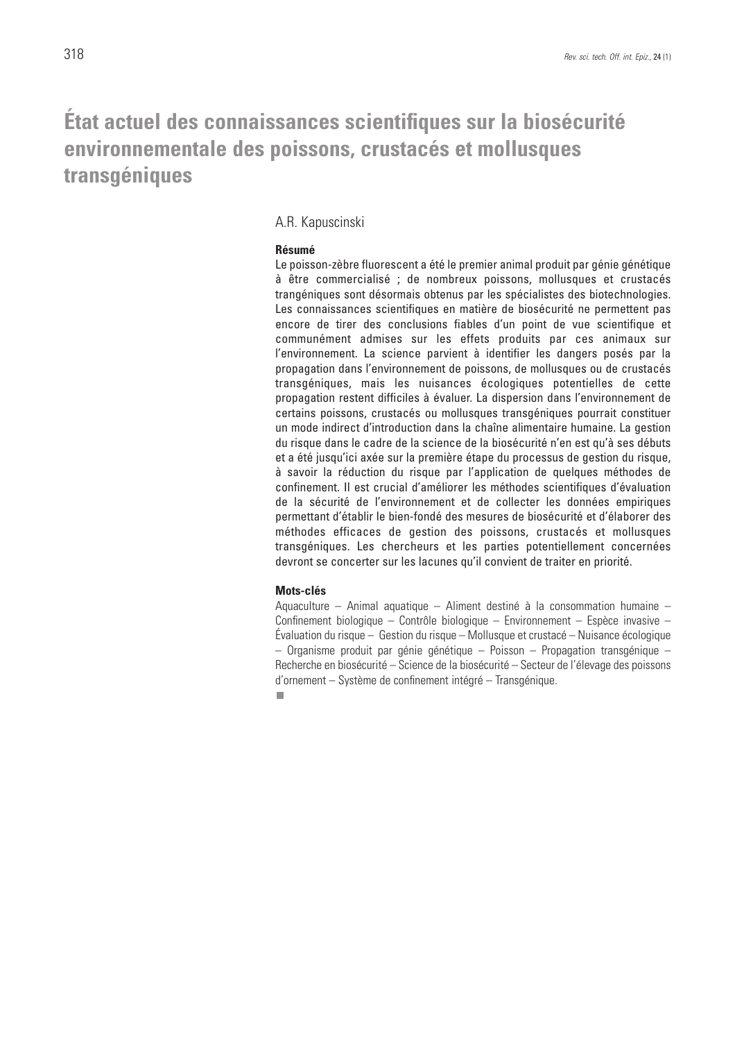# État actuel des connaissances scientifiques sur la biosécurité environnementale des poissons, crustacés et mollusques transgéniques

A.R. Kapuscinski

**Résumé**

Le poisson-zèbre fluorescent a été le premier animal produit par génie génétique à être commercialisé ; de nombreux poissons, mollusques et crustacés trangéniques sont désormais obtenus par les spécialistes des biotechnologies. Les connaissances scientifiques en matière de biosécurité ne permettent pas encore de tirer des conclusions fiables d'un point de vue scientifique et communément admises sur les effets produits par ces animaux sur l'environnement. La science parvient à identifier les dangers posés par la propagation dans l'environnement de poissons, de mollusques ou de crustacés transgéniques, mais les nuisances écologiques potentielles de cette propagation restent difficiles à évaluer. La dispersion dans l'environnement de certains poissons, crustacés ou mollusques transgéniques pourrait constituer un mode indirect d'introduction dans la chaîne alimentaire humaine. La gestion du risque dans le cadre de la science de la biosécurité n'en est qu'à ses débuts et a été jusqu'ici axée sur la première étape du processus de gestion du risque, à savoir la réduction du risque par l'application de quelques méthodes de confinement. Il est crucial d'améliorer les méthodes scientifiques d'évaluation de la sécurité de l'environnement et de collecter les données empiriques permettant d'établir le bien-fondé des mesures de biosécurité et d'élaborer des méthodes efficaces de gestion des poissons, crustacés et mollusques transgéniques. Les chercheurs et les parties potentiellement concernées devront se concerter sur les lacunes qu'il convient de traiter en priorité.

**Mots-clés**

Aquaculture – Animal aquatique – Aliment destiné à la consommation humaine – Confinement biologique – Contrôle biologique – Environnement – Espèce invasive – Évaluation du risque – Gestion du risque – Mollusque et crustacé – Nuisance écologique – Organisme produit par génie génétique – Poisson – Propagation transgénique – Recherche en biosécurité – Science de la biosécurité – Secteur de l'élevage des poissons d'ornement – Système de confinement intégré – Transgénique.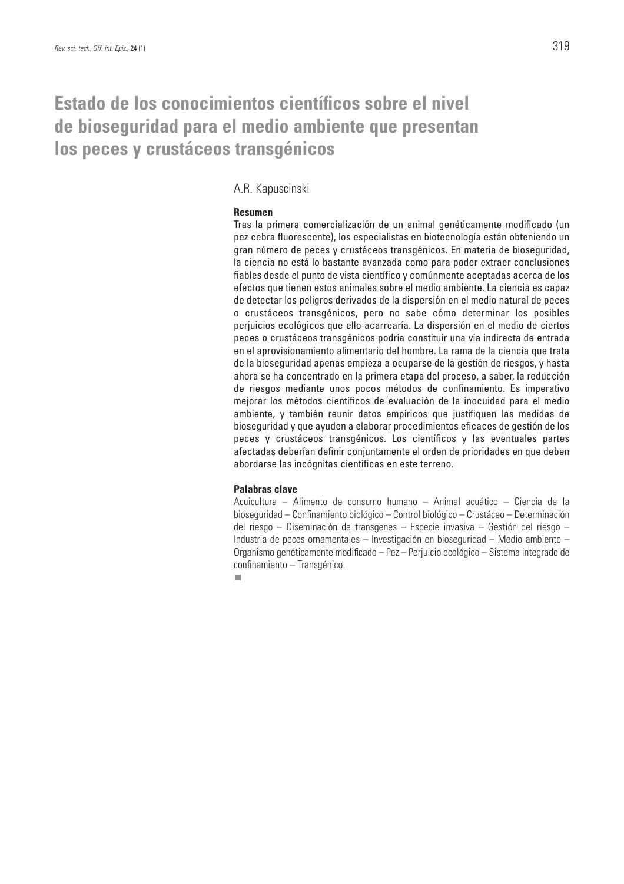# Estado de los conocimientos científicos sobre el nivel de bioseguridad para el medio ambiente que presentan los peces y crustáceos transgénicos

A.R. Kapuscinski

### Resumen

Tras la primera comercialización de un animal genéticamente modificado (un pez cebra fluorescente), los especialistas en biotecnología están obteniendo un gran número de peces y crustáceos transgénicos. En materia de bioseguridad, la ciencia no está lo bastante avanzada como para poder extraer conclusiones fiables desde el punto de vista científico y comúnmente aceptadas acerca de los efectos que tienen estos animales sobre el medio ambiente. La ciencia es capaz de detectar los peligros derivados de la dispersión en el medio natural de peces o crustáceos transgénicos, pero no sabe cómo determinar los posibles perjuicios ecológicos que ello acarrearía. La dispersión en el medio de ciertos peces o crustáceos transgénicos podría constituir una vía indirecta de entrada en el aprovisionamiento alimentario del hombre. La rama de la ciencia que trata de la bioseguridad apenas empieza a ocuparse de la gestión de riesgos, y hasta ahora se ha concentrado en la primera etapa del proceso, a saber, la reducción de riesgos mediante unos pocos métodos de confinamiento. Es imperativo mejorar los métodos científicos de evaluación de la inocuidad para el medio ambiente, y también reunir datos empíricos que justifiquen las medidas de bioseguridad y que ayuden a elaborar procedimientos eficaces de gestión de los peces y crustáceos transgénicos. Los científicos y las eventuales partes afectadas deberían definir conjuntamente el orden de prioridades en que deben abordarse las incógnitas científicas en este terreno.

### Palabras clave

Acuicultura – Alimento de consumo humano – Animal acuático – Ciencia de la bioseguridad – Confinamiento biológico – Control biológico – Crustáceo – Determinación del riesgo – Diseminación de transgenes – Especie invasiva – Gestión del riesgo – Industria de peces ornamentales – Investigación en bioseguridad – Medio ambiente – Organismo genéticamente modificado – Pez – Perjuicio ecológico – Sistema integrado de confinamiento – Transgénico.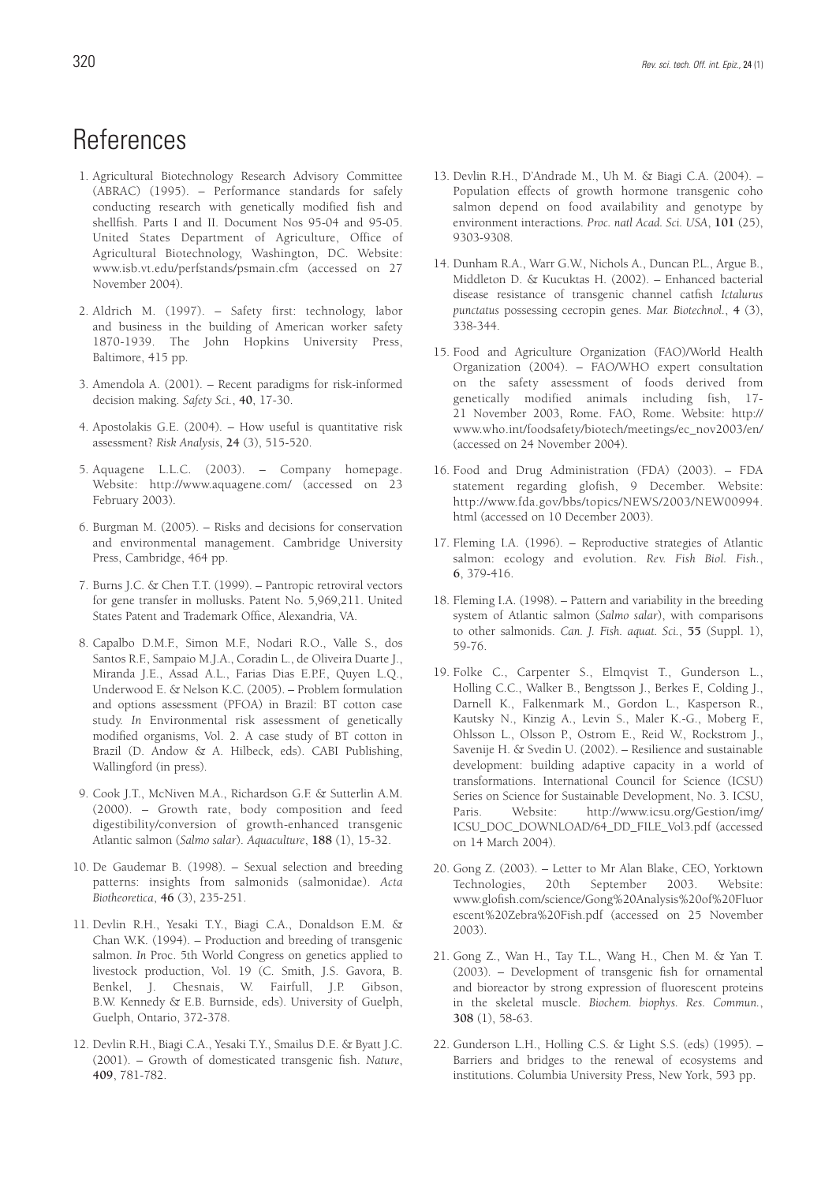# References

1. Agricultural Biotechnology Research Advisory Committee (ABRAC) (1995). – Performance standards for safely conducting research with genetically modified fish and shellfish. Parts I and II. Document Nos 95-04 and 95-05. United States Department of Agriculture, Office of Agricultural Biotechnology, Washington, DC. Website: www.isb.vt.edu/perfstands/psmain.cfm (accessed on 27 November 2004).

2. Aldrich M. (1997). – Safety first: technology, labor and business in the building of American worker safety 1870-1939. The John Hopkins University Press, Baltimore, 415 pp.

3. Amendola A. (2001). – Recent paradigms for risk-informed decision making. *Safety Sci.*, **40**, 17-30.

4. Apostolakis G.E. (2004). – How useful is quantitative risk assessment? *Risk Analysis*, **24** (3), 515-520.

5. Aquagene L.L.C. (2003). – Company homepage. Website: http://www.aquagene.com/ (accessed on 23 February 2003).

6. Burgman M. (2005). – Risks and decisions for conservation and environmental management. Cambridge University Press, Cambridge, 464 pp.

7. Burns J.C. & Chen T.T. (1999). – Pantropic retroviral vectors for gene transfer in mollusks. Patent No. 5,969,211. United States Patent and Trademark Office, Alexandria, VA.

8. Capalbo D.M.F., Simon M.F., Nodari R.O., Valle S., dos Santos R.F., Sampaio M.J.A., Coradin L., de Oliveira Duarte J., Miranda J.E., Assad A.L., Farias Dias E.P.F., Quyen L.Q., Underwood E. & Nelson K.C. (2005). – Problem formulation and options assessment (PFOA) in Brazil: BT cotton case study. *In* Environmental risk assessment of genetically modified organisms, Vol. 2. A case study of BT cotton in Brazil (D. Andow & A. Hilbeck, eds). CABI Publishing, Wallingford (in press).

9. Cook J.T., McNiven M.A., Richardson G.F. & Sutterlin A.M. (2000). – Growth rate, body composition and feed digestibility/conversion of growth-enhanced transgenic Atlantic salmon (*Salmo salar*). *Aquaculture*, **188** (1), 15-32.

10. De Gaudemar B. (1998). – Sexual selection and breeding patterns: insights from salmonids (salmonidae). *Acta Biotheoretica*, **46** (3), 235-251.

11. Devlin R.H., Yesaki T.Y., Biagi C.A., Donaldson E.M. & Chan W.K. (1994). – Production and breeding of transgenic salmon. *In* Proc. 5th World Congress on genetics applied to livestock production, Vol. 19 (C. Smith, J.S. Gavora, B. Benkel, J. Chesnais, W. Fairfull, J.P. Gibson, B.W. Kennedy & E.B. Burnside, eds). University of Guelph, Guelph, Ontario, 372-378.

12. Devlin R.H., Biagi C.A., Yesaki T.Y., Smailus D.E. & Byatt J.C. (2001). – Growth of domesticated transgenic fish. *Nature*, **409**, 781-782.

13. Devlin R.H., D'Andrade M., Uh M. & Biagi C.A. (2004). – Population effects of growth hormone transgenic coho salmon depend on food availability and genotype by environment interactions. *Proc. natl Acad. Sci. USA*, **101** (25), 9303-9308.

14. Dunham R.A., Warr G.W., Nichols A., Duncan P.L., Argue B., Middleton D. & Kucuktas H. (2002). – Enhanced bacterial disease resistance of transgenic channel catfish *Ictalurus punctatus* possessing cecropin genes. *Mar. Biotechnol.*, **4** (3), 338-344.

15. Food and Agriculture Organization (FAO)/World Health Organization (2004). – FAO/WHO expert consultation on the safety assessment of foods derived from genetically modified animals including fish, 17-21 November 2003, Rome. FAO, Rome. Website: http://www.who.int/foodsafety/biotech/meetings/ec_nov2003/en/ (accessed on 24 November 2004).

16. Food and Drug Administration (FDA) (2003). – FDA statement regarding glofish, 9 December. Website: http://www.fda.gov/bbs/topics/NEWS/2003/NEW00994.html (accessed on 10 December 2003).

17. Fleming I.A. (1996). – Reproductive strategies of Atlantic salmon: ecology and evolution. *Rev. Fish Biol. Fish.*, **6**, 379-416.

18. Fleming I.A. (1998). – Pattern and variability in the breeding system of Atlantic salmon (*Salmo salar*), with comparisons to other salmonids. *Can. J. Fish. aquat. Sci.*, **55** (Suppl. 1), 59-76.

19. Folke C., Carpenter S., Elmqvist T., Gunderson L., Holling C.C., Walker B., Bengtsson J., Berkes F., Colding J., Darnell K., Falkenmark M., Gordon L., Kasperson R., Kautsky N., Kinzig A., Levin S., Maler K.-G., Moberg F., Ohlsson L., Olsson P., Ostrom E., Reid W., Rockstrom J., Savenije H. & Svedin U. (2002). – Resilience and sustainable development: building adaptive capacity in a world of transformations. International Council for Science (ICSU) Series on Science for Sustainable Development, No. 3. ICSU, Paris. Website: http://www.icsu.org/Gestion/img/ICSU_DOC_DOWNLOAD/64_DD_FILE_Vol3.pdf (accessed on 14 March 2004).

20. Gong Z. (2003). – Letter to Mr Alan Blake, CEO, Yorktown Technologies, 20th September 2003. Website: www.glofish.com/science/Gong%20Analysis%20of%20Fluorescent%20Zebra%20Fish.pdf (accessed on 25 November 2003).

21. Gong Z., Wan H., Tay T.L., Wang H., Chen M. & Yan T. (2003). – Development of transgenic fish for ornamental and bioreactor by strong expression of fluorescent proteins in the skeletal muscle. *Biochem. biophys. Res. Commun.*, **308** (1), 58-63.

22. Gunderson L.H., Holling C.S. & Light S.S. (eds) (1995). – Barriers and bridges to the renewal of ecosystems and institutions. Columbia University Press, New York, 593 pp.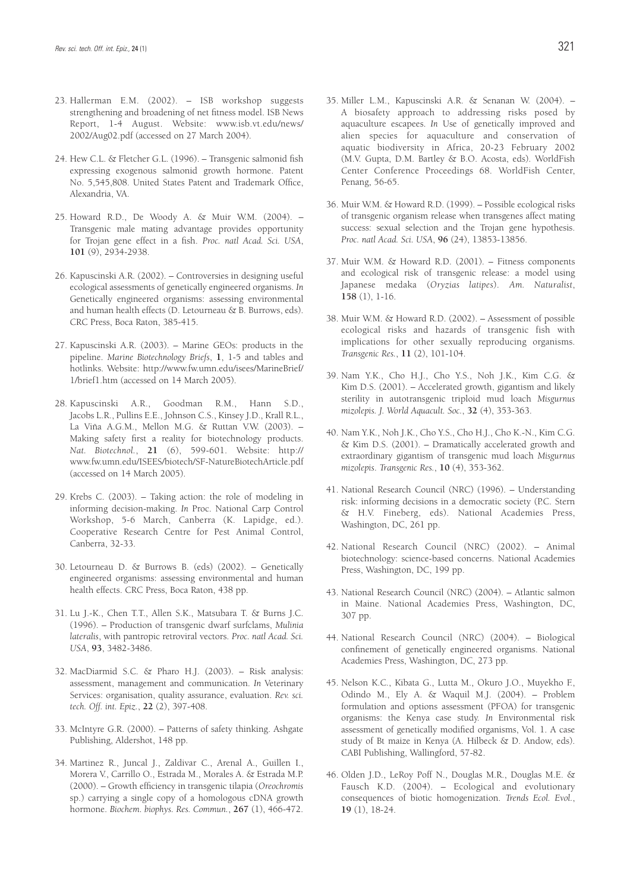23. Hallerman E.M. (2002). – ISB workshop suggests strengthening and broadening of net fitness model. ISB News Report, 1-4 August. Website: www.isb.vt.edu/news/2002/Aug02.pdf (accessed on 27 March 2004).

24. Hew C.L. & Fletcher G.L. (1996). – Transgenic salmonid fish expressing exogenous salmonid growth hormone. Patent No. 5,545,808. United States Patent and Trademark Office, Alexandria, VA.

25. Howard R.D., De Woody A. & Muir W.M. (2004). – Transgenic male mating advantage provides opportunity for Trojan gene effect in a fish. *Proc. natl Acad. Sci. USA*, **101** (9), 2934-2938.

26. Kapuscinski A.R. (2002). – Controversies in designing useful ecological assessments of genetically engineered organisms. *In* Genetically engineered organisms: assessing environmental and human health effects (D. Letourneau & B. Burrows, eds). CRC Press, Boca Raton, 385-415.

27. Kapuscinski A.R. (2003). – Marine GEOs: products in the pipeline. *Marine Biotechnology Briefs*, **1**, 1-5 and tables and hotlinks. Website: http://www.fw.umn.edu/isees/MarineBrief/1/brief1.htm (accessed on 14 March 2005).

28. Kapuscinski A.R., Goodman R.M., Hann S.D., Jacobs L.R., Pullins E.E., Johnson C.S., Kinsey J.D., Krall R.L., La Viña A.G.M., Mellon M.G. & Ruttan V.W. (2003). – Making safety first a reality for biotechnology products. *Nat. Biotechnol.*, **21** (6), 599-601. Website: http://www.fw.umn.edu/ISEES/biotech/SF-NatureBiotechArticle.pdf (accessed on 14 March 2005).

29. Krebs C. (2003). – Taking action: the role of modeling in informing decision-making. *In* Proc. National Carp Control Workshop, 5-6 March, Canberra (K. Lapidge, ed.). Cooperative Research Centre for Pest Animal Control, Canberra, 32-33.

30. Letourneau D. & Burrows B. (eds) (2002). – Genetically engineered organisms: assessing environmental and human health effects. CRC Press, Boca Raton, 438 pp.

31. Lu J.-K., Chen T.T., Allen S.K., Matsubara T. & Burns J.C. (1996). – Production of transgenic dwarf surfclams, *Mulinia lateralis*, with pantropic retroviral vectors. *Proc. natl Acad. Sci. USA*, **93**, 3482-3486.

32. MacDiarmid S.C. & Pharo H.J. (2003). – Risk analysis: assessment, management and communication. *In* Veterinary Services: organisation, quality assurance, evaluation. *Rev. sci. tech. Off. int. Epiz.*, **22** (2), 397-408.

33. McIntyre G.R. (2000). – Patterns of safety thinking. Ashgate Publishing, Aldershot, 148 pp.

34. Martinez R., Juncal J., Zaldivar C., Arenal A., Guillen I., Morera V., Carrillo O., Estrada M., Morales A. & Estrada M.P. (2000). – Growth efficiency in transgenic tilapia (*Oreochromis* sp.) carrying a single copy of a homologous cDNA growth hormone. *Biochem. biophys. Res. Commun.*, **267** (1), 466-472.

35. Miller L.M., Kapuscinski A.R. & Senanan W. (2004). – A biosafety approach to addressing risks posed by aquaculture escapees. *In* Use of genetically improved and alien species for aquaculture and conservation of aquatic biodiversity in Africa, 20-23 February 2002 (M.V. Gupta, D.M. Bartley & B.O. Acosta, eds). WorldFish Center Conference Proceedings 68. WorldFish Center, Penang, 56-65.

36. Muir W.M. & Howard R.D. (1999). – Possible ecological risks of transgenic organism release when transgenes affect mating success: sexual selection and the Trojan gene hypothesis. *Proc. natl Acad. Sci. USA*, **96** (24), 13853-13856.

37. Muir W.M. & Howard R.D. (2001). – Fitness components and ecological risk of transgenic release: a model using Japanese medaka (*Oryzias latipes*). *Am. Naturalist*, **158** (1), 1-16.

38. Muir W.M. & Howard R.D. (2002). – Assessment of possible ecological risks and hazards of transgenic fish with implications for other sexually reproducing organisms. *Transgenic Res.*, **11** (2), 101-104.

39. Nam Y.K., Cho H.J., Cho Y.S., Noh J.K., Kim C.G. & Kim D.S. (2001). – Accelerated growth, gigantism and likely sterility in autotransgenic triploid mud loach *Misgurnus mizolepis*. *J. World Aquacult. Soc.*, **32** (4), 353-363.

40. Nam Y.K., Noh J.K., Cho Y.S., Cho H.J., Cho K.-N., Kim C.G. & Kim D.S. (2001). – Dramatically accelerated growth and extraordinary gigantism of transgenic mud loach *Misgurnus mizolepis*. *Transgenic Res.*, **10** (4), 353-362.

41. National Research Council (NRC) (1996). – Understanding risk: informing decisions in a democratic society (P.C. Stern & H.V. Fineberg, eds). National Academies Press, Washington, DC, 261 pp.

42. National Research Council (NRC) (2002). – Animal biotechnology: science-based concerns. National Academies Press, Washington, DC, 199 pp.

43. National Research Council (NRC) (2004). – Atlantic salmon in Maine. National Academies Press, Washington, DC, 307 pp.

44. National Research Council (NRC) (2004). – Biological confinement of genetically engineered organisms. National Academies Press, Washington, DC, 273 pp.

45. Nelson K.C., Kibata G., Lutta M., Okuro J.O., Muyekho F., Odindo M., Ely A. & Waquil M.J. (2004). – Problem formulation and options assessment (PFOA) for transgenic organisms: the Kenya case study. *In* Environmental risk assessment of genetically modified organisms, Vol. 1. A case study of Bt maize in Kenya (A. Hilbeck & D. Andow, eds). CABI Publishing, Wallingford, 57-82.

46. Olden J.D., LeRoy Poff N., Douglas M.R., Douglas M.E. & Fausch K.D. (2004). – Ecological and evolutionary consequences of biotic homogenization. *Trends Ecol. Evol.*, **19** (1), 18-24.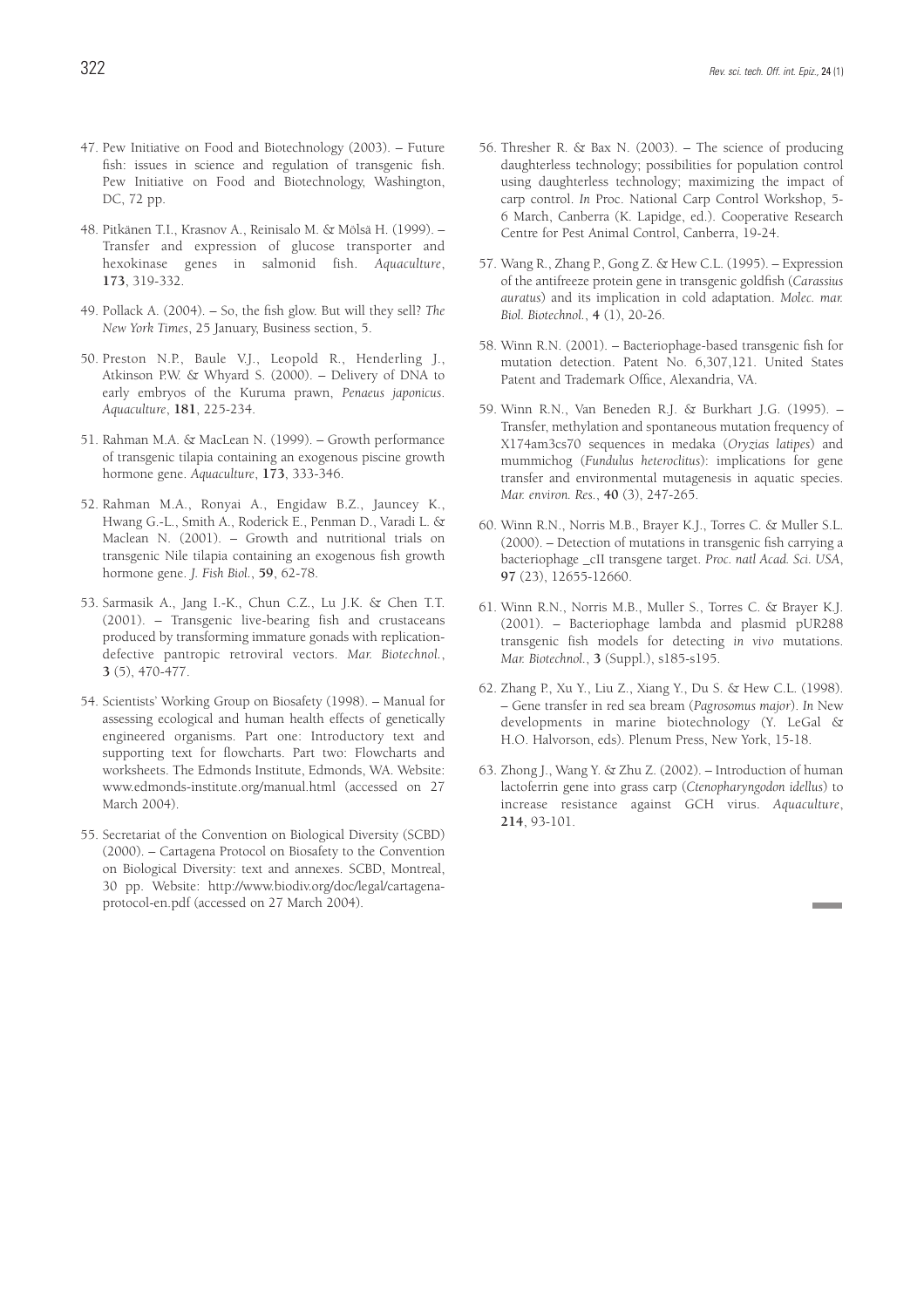47. Pew Initiative on Food and Biotechnology (2003). – Future fish: issues in science and regulation of transgenic fish. Pew Initiative on Food and Biotechnology, Washington, DC, 72 pp.

48. Pitkänen T.I., Krasnov A., Reinisalo M. & Mölsä H. (1999). – Transfer and expression of glucose transporter and hexokinase genes in salmonid fish. *Aquaculture*, **173**, 319-332.

49. Pollack A. (2004). – So, the fish glow. But will they sell? *The New York Times*, 25 January, Business section, 5.

50. Preston N.P., Baule V.J., Leopold R., Henderling J., Atkinson P.W. & Whyard S. (2000). – Delivery of DNA to early embryos of the Kuruma prawn, *Penaeus japonicus*. *Aquaculture*, **181**, 225-234.

51. Rahman M.A. & MacLean N. (1999). – Growth performance of transgenic tilapia containing an exogenous piscine growth hormone gene. *Aquaculture*, **173**, 333-346.

52. Rahman M.A., Ronyai A., Engidaw B.Z., Jauncey K., Hwang G.-L., Smith A., Roderick E., Penman D., Varadi L. & Maclean N. (2001). – Growth and nutritional trials on transgenic Nile tilapia containing an exogenous fish growth hormone gene. *J. Fish Biol.*, **59**, 62-78.

53. Sarmasik A., Jang I.-K., Chun C.Z., Lu J.K. & Chen T.T. (2001). – Transgenic live-bearing fish and crustaceans produced by transforming immature gonads with replication-defective pantropic retroviral vectors. *Mar. Biotechnol.*, **3** (5), 470-477.

54. Scientists' Working Group on Biosafety (1998). – Manual for assessing ecological and human health effects of genetically engineered organisms. Part one: Introductory text and supporting text for flowcharts. Part two: Flowcharts and worksheets. The Edmonds Institute, Edmonds, WA. Website: www.edmonds-institute.org/manual.html (accessed on 27 March 2004).

55. Secretariat of the Convention on Biological Diversity (SCBD) (2000). – Cartagena Protocol on Biosafety to the Convention on Biological Diversity: text and annexes. SCBD, Montreal, 30 pp. Website: http://www.biodiv.org/doc/legal/cartagena-protocol-en.pdf (accessed on 27 March 2004).

56. Thresher R. & Bax N. (2003). – The science of producing daughterless technology; possibilities for population control using daughterless technology; maximizing the impact of carp control. *In* Proc. National Carp Control Workshop, 5-6 March, Canberra (K. Lapidge, ed.). Cooperative Research Centre for Pest Animal Control, Canberra, 19-24.

57. Wang R., Zhang P., Gong Z. & Hew C.L. (1995). – Expression of the antifreeze protein gene in transgenic goldfish (*Carassius auratus*) and its implication in cold adaptation. *Molec. mar. Biol. Biotechnol.*, **4** (1), 20-26.

58. Winn R.N. (2001). – Bacteriophage-based transgenic fish for mutation detection. Patent No. 6,307,121. United States Patent and Trademark Office, Alexandria, VA.

59. Winn R.N., Van Beneden R.J. & Burkhart J.G. (1995). – Transfer, methylation and spontaneous mutation frequency of X174am3cs70 sequences in medaka (*Oryzias latipes*) and mummichog (*Fundulus heteroclitus*): implications for gene transfer and environmental mutagenesis in aquatic species. *Mar. environ. Res.*, **40** (3), 247-265.

60. Winn R.N., Norris M.B., Brayer K.J., Torres C. & Muller S.L. (2000). – Detection of mutations in transgenic fish carrying a bacteriophage _cII transgene target. *Proc. natl Acad. Sci. USA*, **97** (23), 12655-12660.

61. Winn R.N., Norris M.B., Muller S., Torres C. & Brayer K.J. (2001). – Bacteriophage lambda and plasmid pUR288 transgenic fish models for detecting *in vivo* mutations. *Mar. Biotechnol.*, **3** (Suppl.), s185-s195.

62. Zhang P., Xu Y., Liu Z., Xiang Y., Du S. & Hew C.L. (1998). – Gene transfer in red sea bream (*Pagrosomus major*). *In* New developments in marine biotechnology (Y. LeGal & H.O. Halvorson, eds). Plenum Press, New York, 15-18.

63. Zhong J., Wang Y. & Zhu Z. (2002). – Introduction of human lactoferrin gene into grass carp (*Ctenopharyngodon idellus*) to increase resistance against GCH virus. *Aquaculture*, **214**, 93-101.